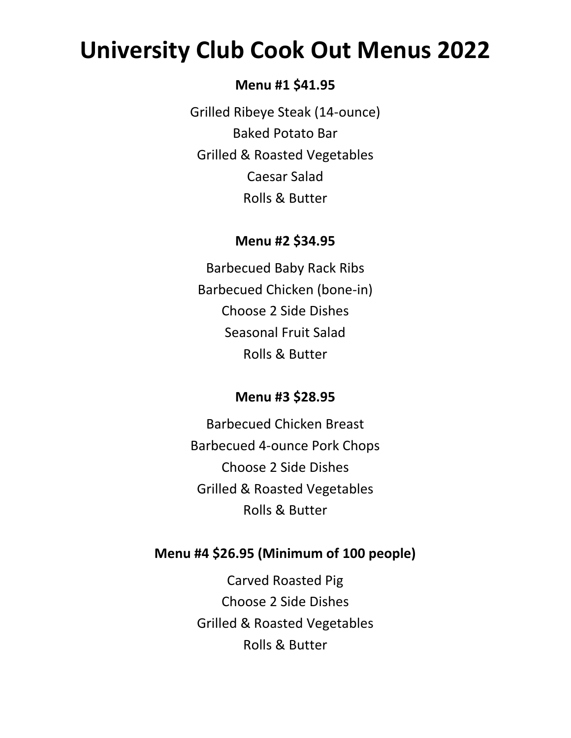# University Club Cook Out Menus 2022

**Menu #1 $41.95**

Grilled Ribeye Steak (14-ounce)
Baked Potato Bar
Grilled & Roasted Vegetables
Caesar Salad
Rolls & Butter

**Menu #2 $34.95**

Barbecued Baby Rack Ribs
Barbecued Chicken (bone-in)
Choose 2 Side Dishes
Seasonal Fruit Salad
Rolls & Butter

**Menu #3 $28.95**

Barbecued Chicken Breast
Barbecued 4-ounce Pork Chops
Choose 2 Side Dishes
Grilled & Roasted Vegetables
Rolls & Butter

**Menu #4 $26.95 (Minimum of 100 people)**

Carved Roasted Pig
Choose 2 Side Dishes
Grilled & Roasted Vegetables
Rolls & Butter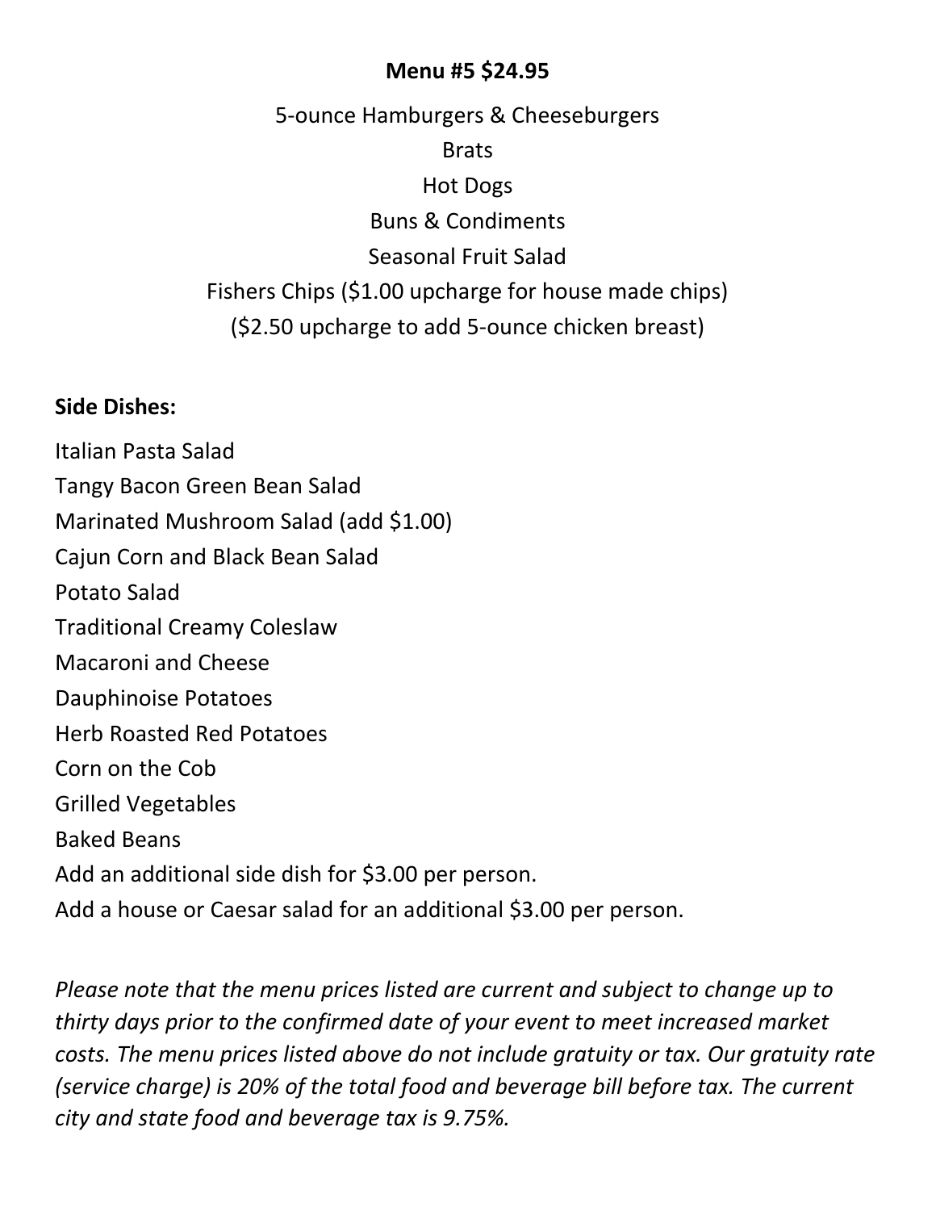**Menu #5 $24.95**

5-ounce Hamburgers & Cheeseburgers
Brats
Hot Dogs
Buns & Condiments
Seasonal Fruit Salad
Fishers Chips ($1.00 upcharge for house made chips)
($2.50 upcharge to add 5-ounce chicken breast)

**Side Dishes:**

Italian Pasta Salad
Tangy Bacon Green Bean Salad
Marinated Mushroom Salad (add $1.00)
Cajun Corn and Black Bean Salad
Potato Salad
Traditional Creamy Coleslaw
Macaroni and Cheese
Dauphinoise Potatoes
Herb Roasted Red Potatoes
Corn on the Cob
Grilled Vegetables
Baked Beans
Add an additional side dish for $3.00 per person.
Add a house or Caesar salad for an additional $3.00 per person.

*Please note that the menu prices listed are current and subject to change up to thirty days prior to the confirmed date of your event to meet increased market costs. The menu prices listed above do not include gratuity or tax. Our gratuity rate (service charge) is 20% of the total food and beverage bill before tax. The current city and state food and beverage tax is 9.75%.*